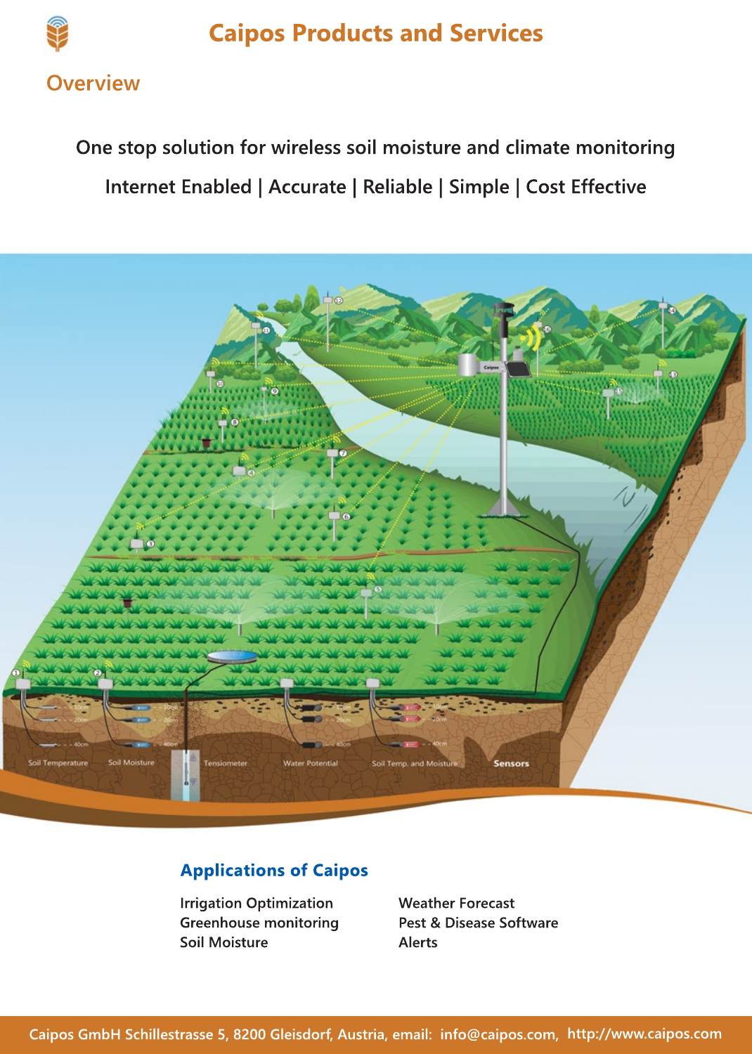# Caipos Products and Services

## Overview

One stop solution for wireless soil moisture and climate monitoring

Internet Enabled | Accurate | Reliable | Simple | Cost Effective

## Applications of Caipos

- Irrigation Optimization
- Greenhouse monitoring
- Soil Moisture
- Weather Forecast
- Pest & Disease Software
- Alerts

Caipos GmbH Schillestrasse 5, 8200 Gleisdorf, Austria, email: info@caipos.com, http://www.caipos.com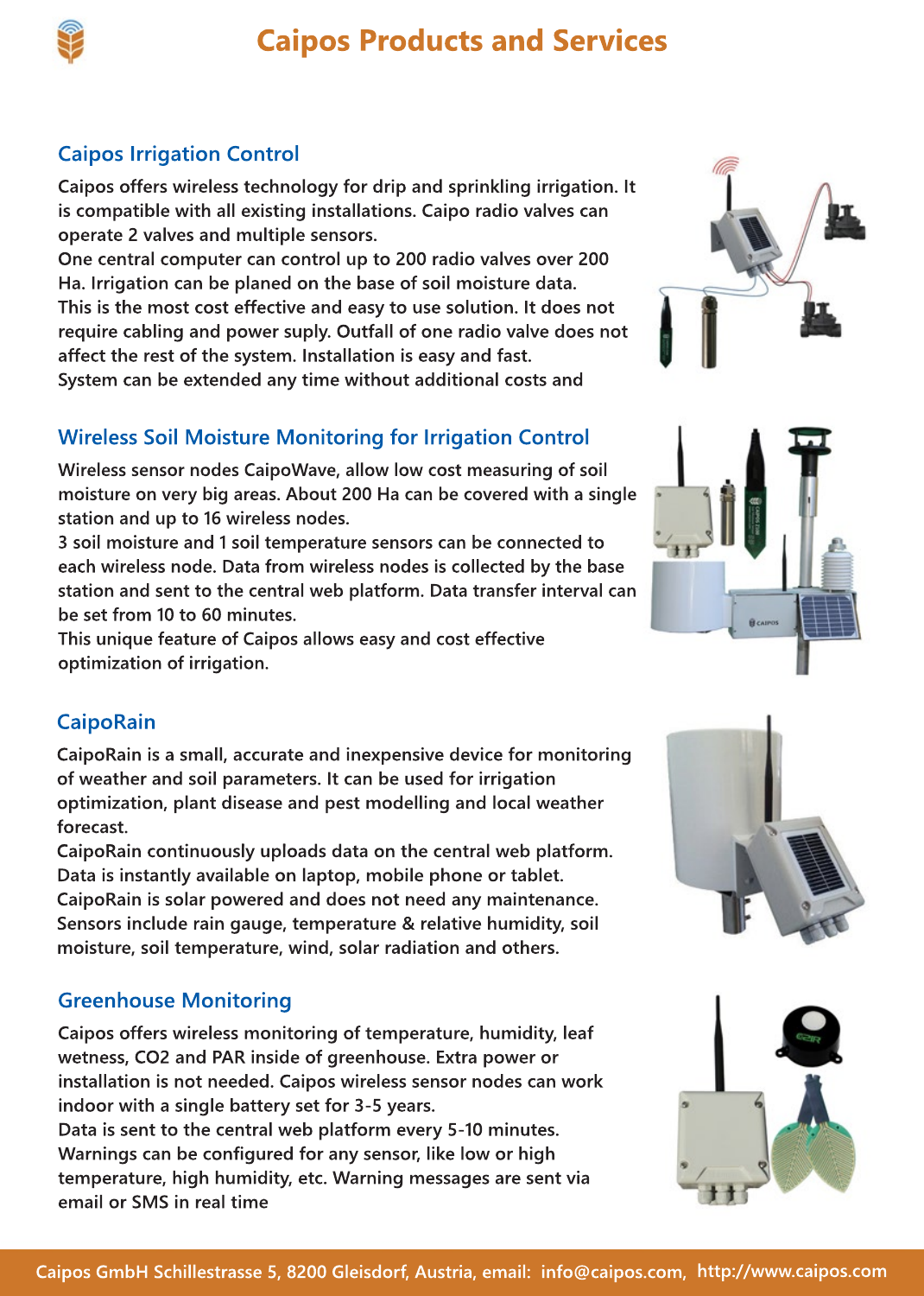# Caipos Products and Services

## Caipos Irrigation Control

Caipos offers wireless technology for drip and sprinkling irrigation. It is compatible with all existing installations. Caipo radio valves can operate 2 valves and multiple sensors.
One central computer can control up to 200 radio valves over 200 Ha. Irrigation can be planed on the base of soil moisture data.
This is the most cost effective and easy to use solution. It does not require cabling and power suply. Outfall of one radio valve does not affect the rest of the system. Installation is easy and fast.
System can be extended any time without additional costs and

## Wireless Soil Moisture Monitoring for Irrigation Control

Wireless sensor nodes CaipoWave, allow low cost measuring of soil moisture on very big areas. About 200 Ha can be covered with a single station and up to 16 wireless nodes.
3 soil moisture and 1 soil temperature sensors can be connected to each wireless node. Data from wireless nodes is collected by the base station and sent to the central web platform. Data transfer interval can be set from 10 to 60 minutes.
This unique feature of Caipos allows easy and cost effective optimization of irrigation.

## CaipoRain

CaipoRain is a small, accurate and inexpensive device for monitoring of weather and soil parameters. It can be used for irrigation optimization, plant disease and pest modelling and local weather forecast.
CaipoRain continuously uploads data on the central web platform. Data is instantly available on laptop, mobile phone or tablet.
CaipoRain is solar powered and does not need any maintenance.
Sensors include rain gauge, temperature & relative humidity, soil moisture, soil temperature, wind, solar radiation and others.

## Greenhouse Monitoring

Caipos offers wireless monitoring of temperature, humidity, leaf wetness, CO2 and PAR inside of greenhouse. Extra power or installation is not needed. Caipos wireless sensor nodes can work indoor with a single battery set for 3-5 years.
Data is sent to the central web platform every 5-10 minutes.
Warnings can be configured for any sensor, like low or high temperature, high humidity, etc. Warning messages are sent via email or SMS in real time

Caipos GmbH Schillestrasse 5, 8200 Gleisdorf, Austria, email: info@caipos.com, http://www.caipos.com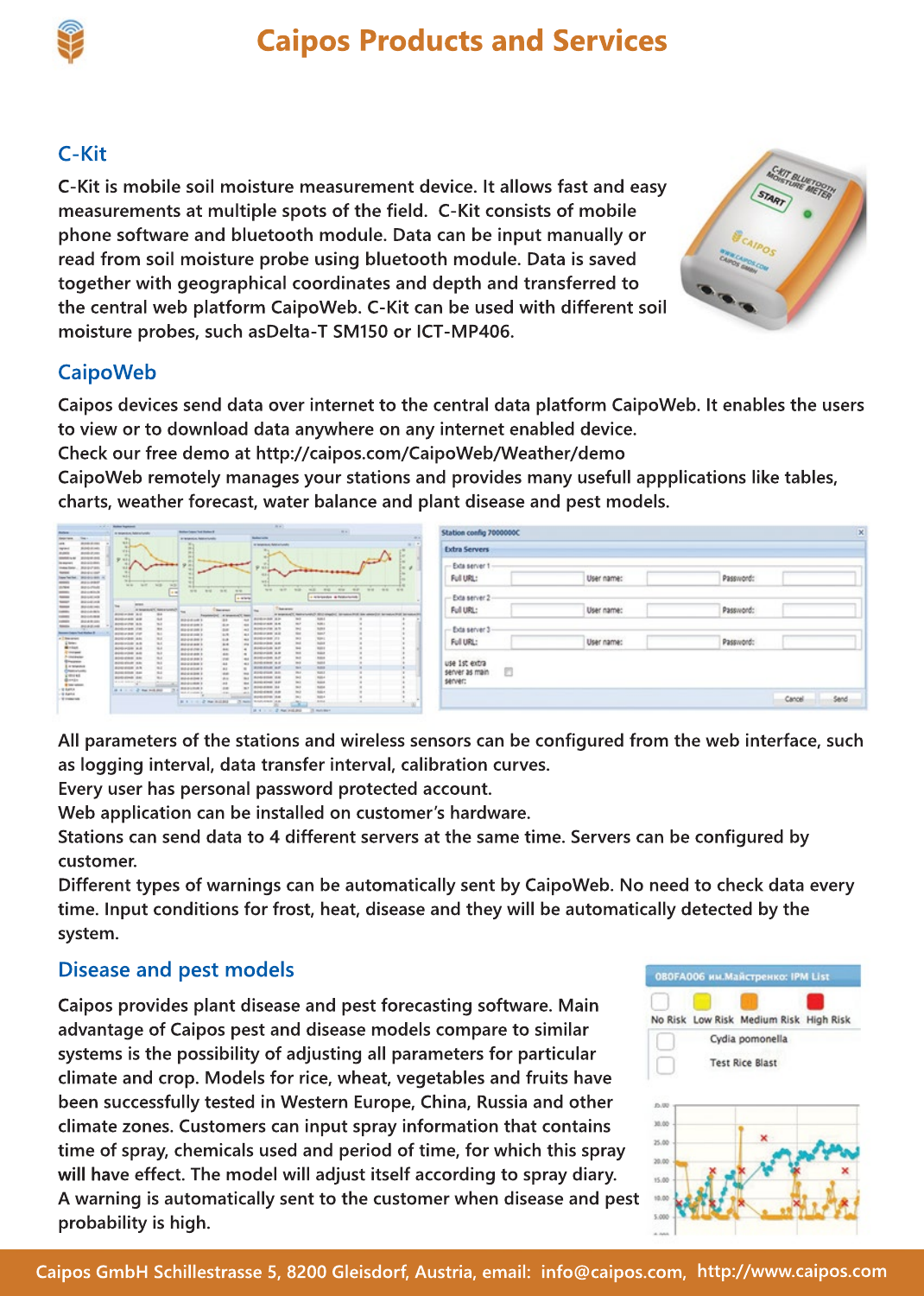# Caipos Products and Services

## C-Kit

C-Kit is mobile soil moisture measurement device. It allows fast and easy measurements at multiple spots of the field. C-Kit consists of mobile phone software and bluetooth module. Data can be input manually or read from soil moisture probe using bluetooth module. Data is saved together with geographical coordinates and depth and transferred to the central web platform CaipoWeb. C-Kit can be used with different soil moisture probes, such asDelta-T SM150 or ICT-MP406.

## CaipoWeb

Caipos devices send data over internet to the central data platform CaipoWeb. It enables the users to view or to download data anywhere on any internet enabled device.
Check our free demo at http://caipos.com/CaipoWeb/Weather/demo
CaipoWeb remotely manages your stations and provides many usefull appplications like tables, charts, weather forecast, water balance and plant disease and pest models.

All parameters of the stations and wireless sensors can be configured from the web interface, such as logging interval, data transfer interval, calibration curves.
Every user has personal password protected account.
Web application can be installed on customer's hardware.
Stations can send data to 4 different servers at the same time. Servers can be configured by customer.
Different types of warnings can be automatically sent by CaipoWeb. No need to check data every time. Input conditions for frost, heat, disease and they will be automatically detected by the system.

## Disease and pest models

Caipos provides plant disease and pest forecasting software. Main advantage of Caipos pest and disease models compare to similar systems is the possibility of adjusting all parameters for particular climate and crop. Models for rice, wheat, vegetables and fruits have been successfully tested in Western Europe, China, Russia and other climate zones. Customers can input spray information that contains time of spray, chemicals used and period of time, for which this spray will have effect. The model will adjust itself according to spray diary. A warning is automatically sent to the customer when disease and pest probability is high.

Caipos GmbH Schillestrasse 5, 8200 Gleisdorf, Austria, email: info@caipos.com, http://www.caipos.com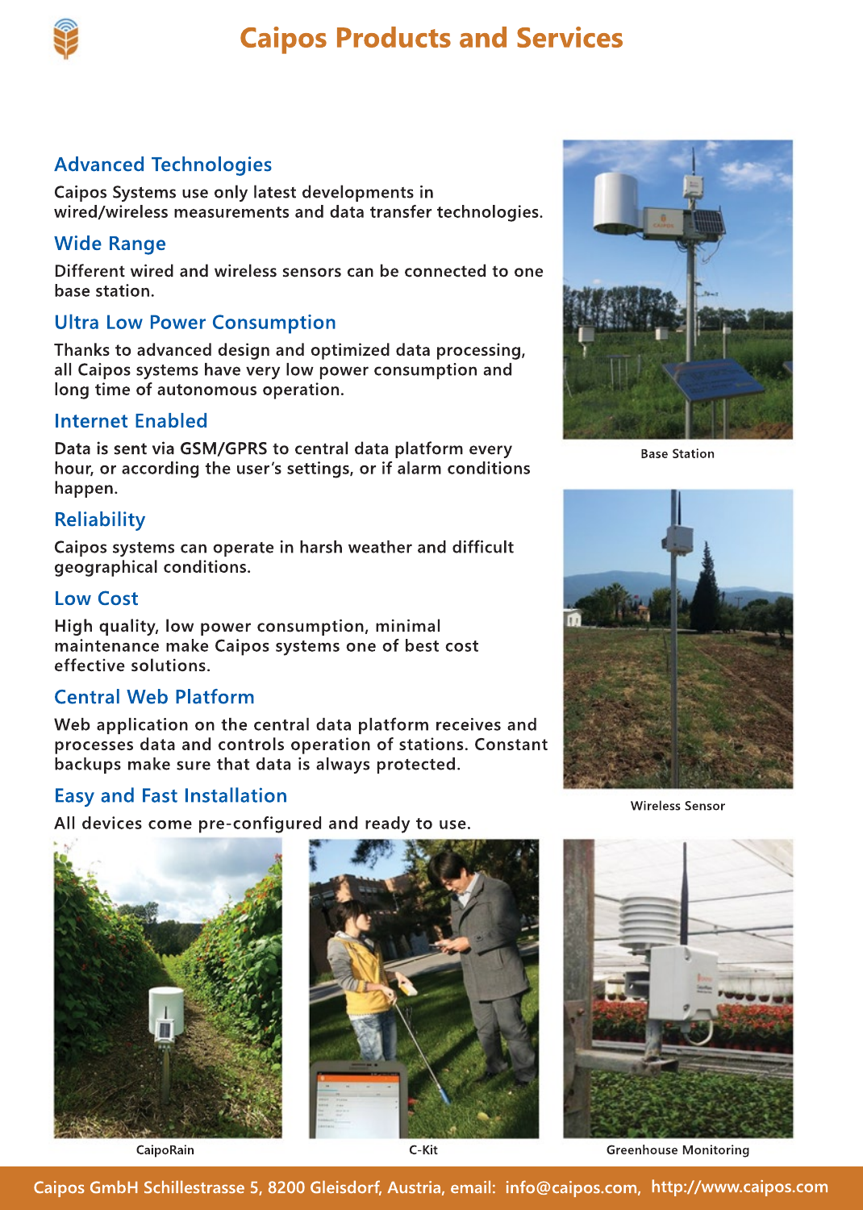# Caipos Products and Services

## Advanced Technologies

Caipos Systems use only latest developments in wired/wireless measurements and data transfer technologies.

## Wide Range

Different wired and wireless sensors can be connected to one base station.

## Ultra Low Power Consumption

Thanks to advanced design and optimized data processing, all Caipos systems have very low power consumption and long time of autonomous operation.

## Internet Enabled

Data is sent via GSM/GPRS to central data platform every hour, or according the user's settings, or if alarm conditions happen.

## Reliability

Caipos systems can operate in harsh weather and difficult geographical conditions.

## Low Cost

High quality, low power consumption, minimal maintenance make Caipos systems one of best cost effective solutions.

## Central Web Platform

Web application on the central data platform receives and processes data and controls operation of stations. Constant backups make sure that data is always protected.

## Easy and Fast Installation

All devices come pre-configured and ready to use.

Base Station

Wireless Sensor

CaipoRain

C-Kit

Greenhouse Monitoring

Caipos GmbH Schillestrasse 5, 8200 Gleisdorf, Austria, email: info@caipos.com, http://www.caipos.com